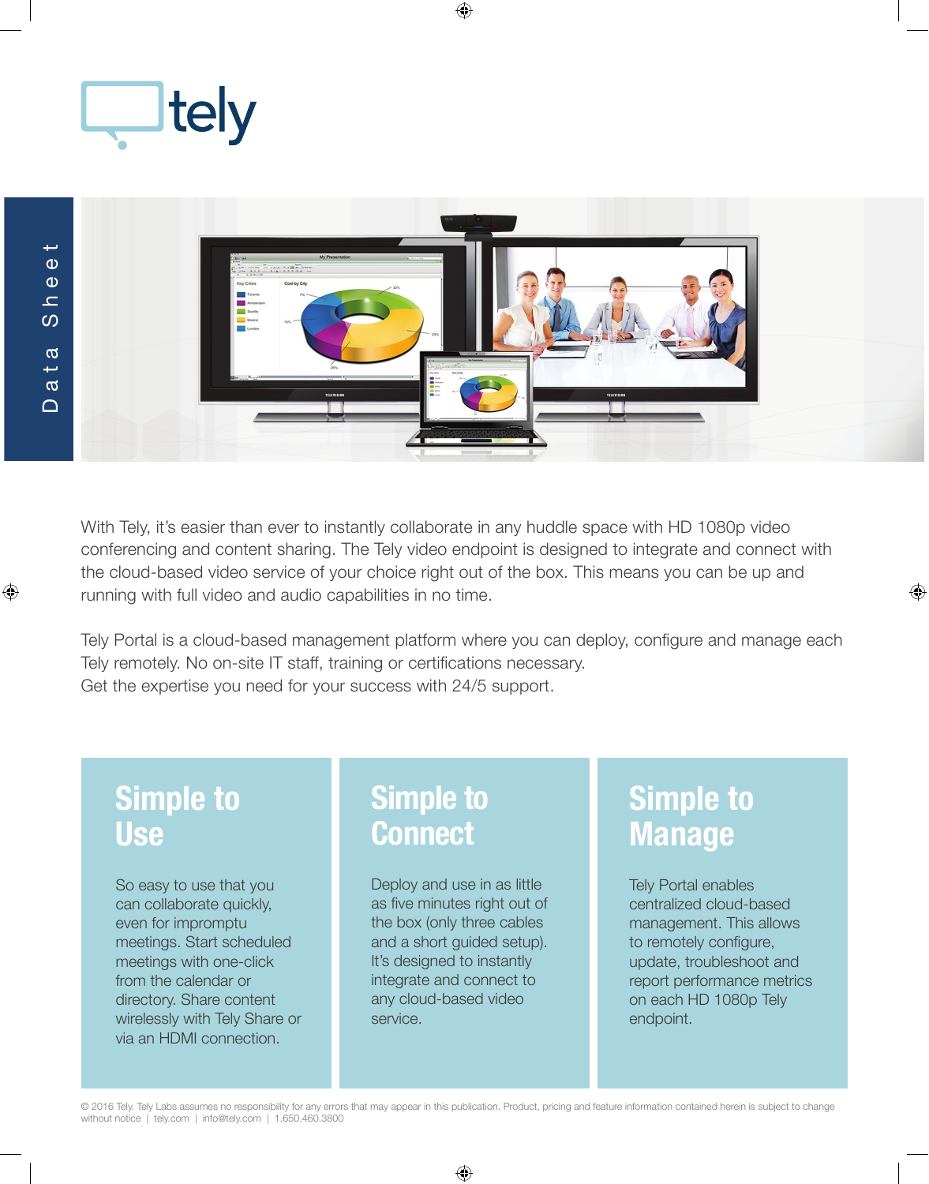# tely

Data Sheet

With Tely, it's easier than ever to instantly collaborate in any huddle space with HD 1080p video conferencing and content sharing. The Tely video endpoint is designed to integrate and connect with the cloud-based video service of your choice right out of the box. This means you can be up and running with full video and audio capabilities in no time.

Tely Portal is a cloud-based management platform where you can deploy, configure and manage each Tely remotely. No on-site IT staff, training or certifications necessary.
Get the expertise you need for your success with 24/5 support.

## Simple to Use

So easy to use that you can collaborate quickly, even for impromptu meetings. Start scheduled meetings with one-click from the calendar or directory. Share content wirelessly with Tely Share or via an HDMI connection.

## Simple to Connect

Deploy and use in as little as five minutes right out of the box (only three cables and a short guided setup). It's designed to instantly integrate and connect to any cloud-based video service.

## Simple to Manage

Tely Portal enables centralized cloud-based management. This allows to remotely configure, update, troubleshoot and report performance metrics on each HD 1080p Tely endpoint.

© 2016 Tely. Tely Labs assumes no responsibility for any errors that may appear in this publication. Product, pricing and feature information contained herein is subject to change without notice | tely.com | info@tely.com | 1.650.460.3800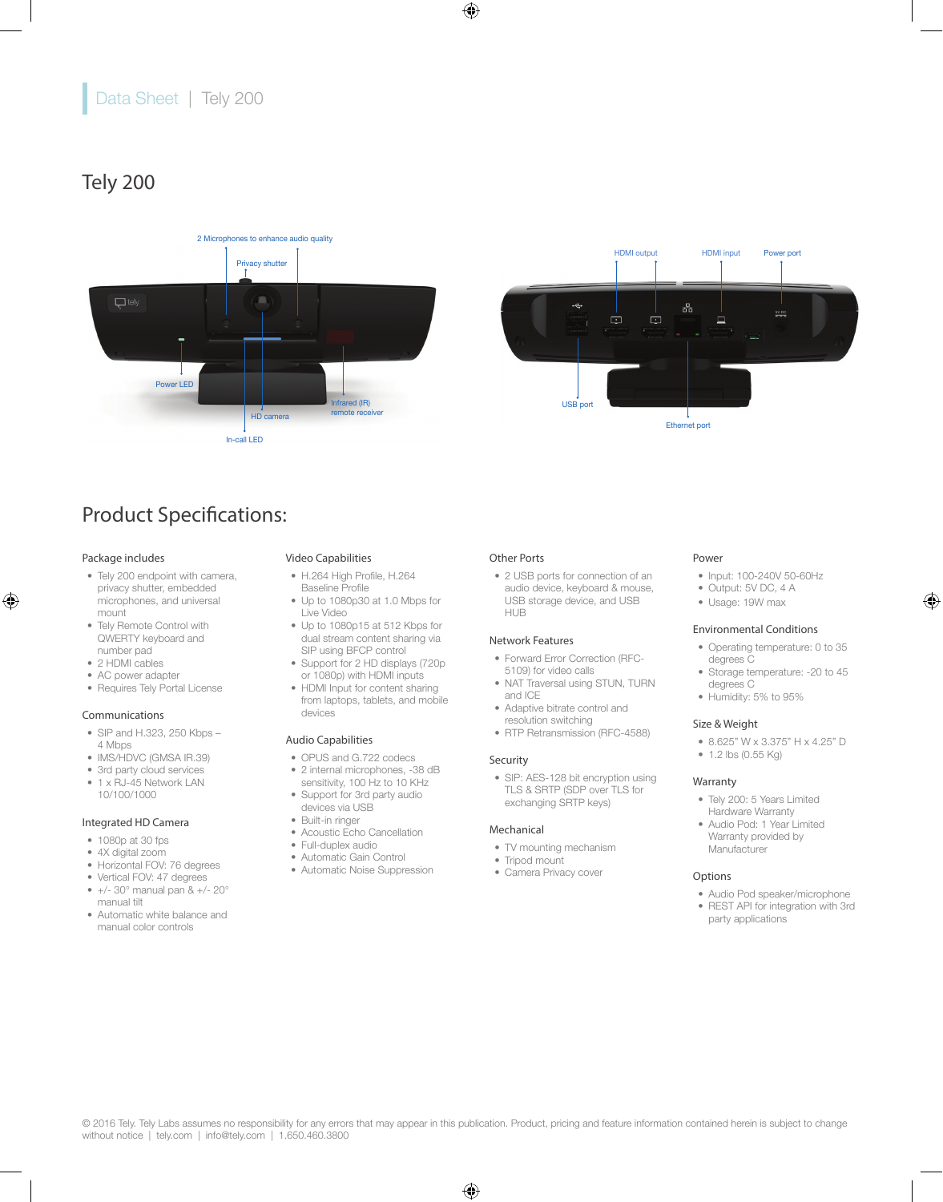Data Sheet | Tely 200

# Tely 200

2 Microphones to enhance audio quality

Privacy shutter

Power LED

HD camera

In-call LED

Infrared (IR) remote receiver

HDMI output

HDMI input

Power port

USB port

Ethernet port

## Product Specifications:

### Package includes

- Tely 200 endpoint with camera, privacy shutter, embedded microphones, and universal mount
- Tely Remote Control with QWERTY keyboard and number pad
- 2 HDMI cables
- AC power adapter
- Requires Tely Portal License

### Communications

- SIP and H.323, 250 Kbps – 4 Mbps
- IMS/HDVC (GMSA IR.39)
- 3rd party cloud services
- 1 x RJ-45 Network LAN 10/100/1000

### Integrated HD Camera

- 1080p at 30 fps
- 4X digital zoom
- Horizontal FOV: 76 degrees
- Vertical FOV: 47 degrees
- +/- 30° manual pan & +/- 20° manual tilt
- Automatic white balance and manual color controls

### Video Capabilities

- H.264 High Profile, H.264 Baseline Profile
- Up to 1080p30 at 1.0 Mbps for Live Video
- Up to 1080p15 at 512 Kbps for dual stream content sharing via SIP using BFCP control
- Support for 2 HD displays (720p or 1080p) with HDMI inputs
- HDMI Input for content sharing from laptops, tablets, and mobile devices

### Audio Capabilities

- OPUS and G.722 codecs
- 2 internal microphones, -38 dB sensitivity, 100 Hz to 10 KHz
- Support for 3rd party audio devices via USB
- Built-in ringer
- Acoustic Echo Cancellation
- Full-duplex audio
- Automatic Gain Control
- Automatic Noise Suppression

### Other Ports

- 2 USB ports for connection of an audio device, keyboard & mouse, USB storage device, and USB HUB

### Network Features

- Forward Error Correction (RFC-5109) for video calls
- NAT Traversal using STUN, TURN and ICE
- Adaptive bitrate control and resolution switching
- RTP Retransmission (RFC-4588)

### Security

- SIP: AES-128 bit encryption using TLS & SRTP (SDP over TLS for exchanging SRTP keys)

### Mechanical

- TV mounting mechanism
- Tripod mount
- Camera Privacy cover

### Power

- Input: 100-240V 50-60Hz
- Output: 5V DC, 4 A
- Usage: 19W max

### Environmental Conditions

- Operating temperature: 0 to 35 degrees C
- Storage temperature: -20 to 45 degrees C
- Humidity: 5% to 95%

### Size & Weight

- 8.625” W x 3.375” H x 4.25” D
- 1.2 lbs (0.55 Kg)

### Warranty

- Tely 200: 5 Years Limited Hardware Warranty
- Audio Pod: 1 Year Limited Warranty provided by Manufacturer

### Options

- Audio Pod speaker/microphone
- REST API for integration with 3rd party applications

© 2016 Tely. Tely Labs assumes no responsibility for any errors that may appear in this publication. Product, pricing and feature information contained herein is subject to change without notice | tely.com | info@tely.com | 1.650.460.3800